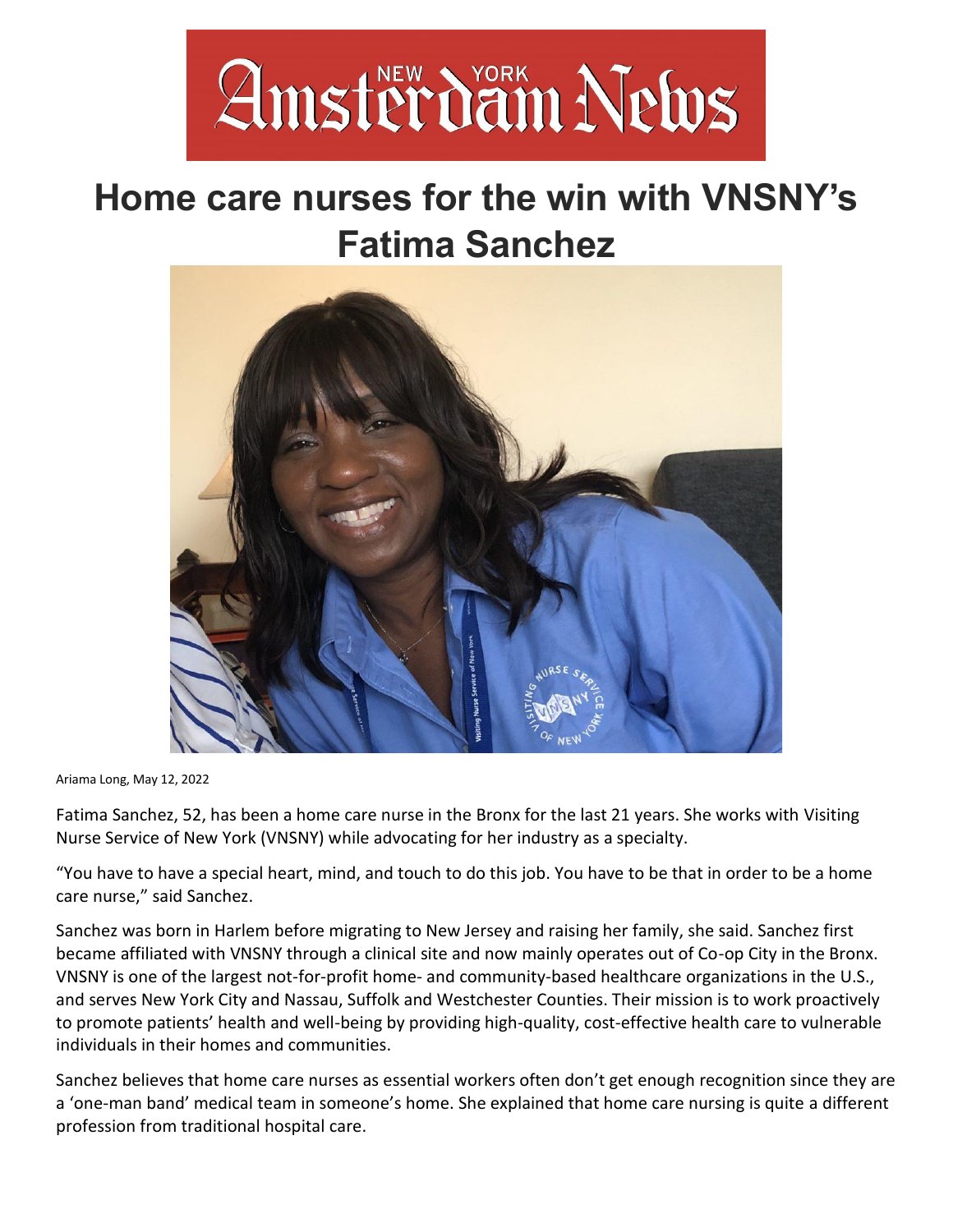New York Amsterdam News

# Home care nurses for the win with VNSNY's Fatima Sanchez

Ariama Long, May 12, 2022

Fatima Sanchez, 52, has been a home care nurse in the Bronx for the last 21 years. She works with Visiting Nurse Service of New York (VNSNY) while advocating for her industry as a specialty.

"You have to have a special heart, mind, and touch to do this job. You have to be that in order to be a home care nurse," said Sanchez.

Sanchez was born in Harlem before migrating to New Jersey and raising her family, she said. Sanchez first became affiliated with VNSNY through a clinical site and now mainly operates out of Co-op City in the Bronx. VNSNY is one of the largest not-for-profit home- and community-based healthcare organizations in the U.S., and serves New York City and Nassau, Suffolk and Westchester Counties. Their mission is to work proactively to promote patients' health and well-being by providing high-quality, cost-effective health care to vulnerable individuals in their homes and communities.

Sanchez believes that home care nurses as essential workers often don't get enough recognition since they are a 'one-man band' medical team in someone's home. She explained that home care nursing is quite a different profession from traditional hospital care.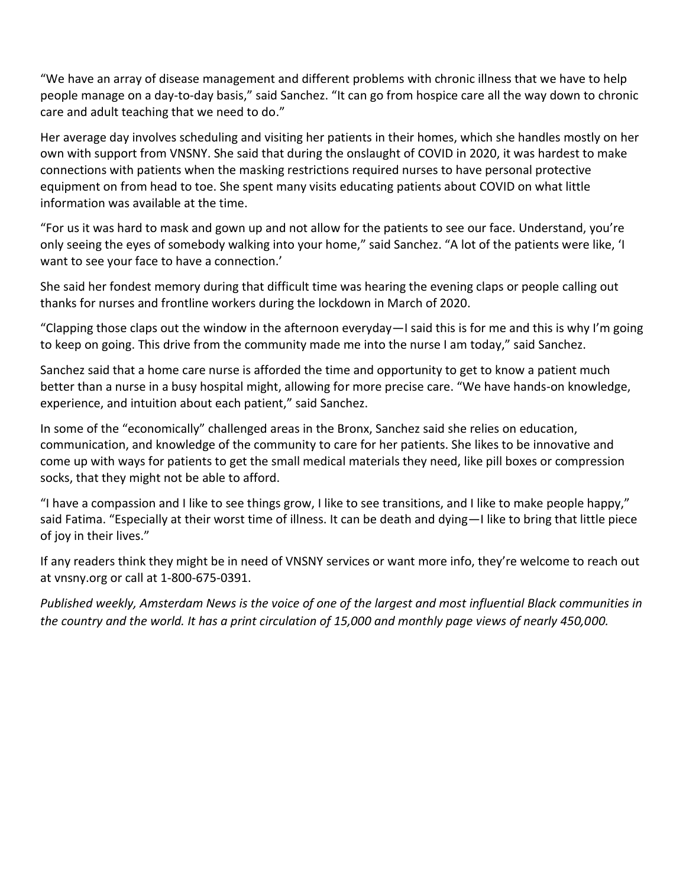"We have an array of disease management and different problems with chronic illness that we have to help people manage on a day-to-day basis," said Sanchez. "It can go from hospice care all the way down to chronic care and adult teaching that we need to do."

Her average day involves scheduling and visiting her patients in their homes, which she handles mostly on her own with support from VNSNY. She said that during the onslaught of COVID in 2020, it was hardest to make connections with patients when the masking restrictions required nurses to have personal protective equipment on from head to toe. She spent many visits educating patients about COVID on what little information was available at the time.

"For us it was hard to mask and gown up and not allow for the patients to see our face. Understand, you're only seeing the eyes of somebody walking into your home," said Sanchez. "A lot of the patients were like, 'I want to see your face to have a connection.'

She said her fondest memory during that difficult time was hearing the evening claps or people calling out thanks for nurses and frontline workers during the lockdown in March of 2020.

"Clapping those claps out the window in the afternoon everyday—I said this is for me and this is why I'm going to keep on going. This drive from the community made me into the nurse I am today," said Sanchez.

Sanchez said that a home care nurse is afforded the time and opportunity to get to know a patient much better than a nurse in a busy hospital might, allowing for more precise care. "We have hands-on knowledge, experience, and intuition about each patient," said Sanchez.

In some of the "economically" challenged areas in the Bronx, Sanchez said she relies on education, communication, and knowledge of the community to care for her patients. She likes to be innovative and come up with ways for patients to get the small medical materials they need, like pill boxes or compression socks, that they might not be able to afford.

"I have a compassion and I like to see things grow, I like to see transitions, and I like to make people happy," said Fatima. "Especially at their worst time of illness. It can be death and dying—I like to bring that little piece of joy in their lives."

If any readers think they might be in need of VNSNY services or want more info, they're welcome to reach out at vnsny.org or call at 1-800-675-0391.

*Published weekly, Amsterdam News is the voice of one of the largest and most influential Black communities in the country and the world. It has a print circulation of 15,000 and monthly page views of nearly 450,000.*